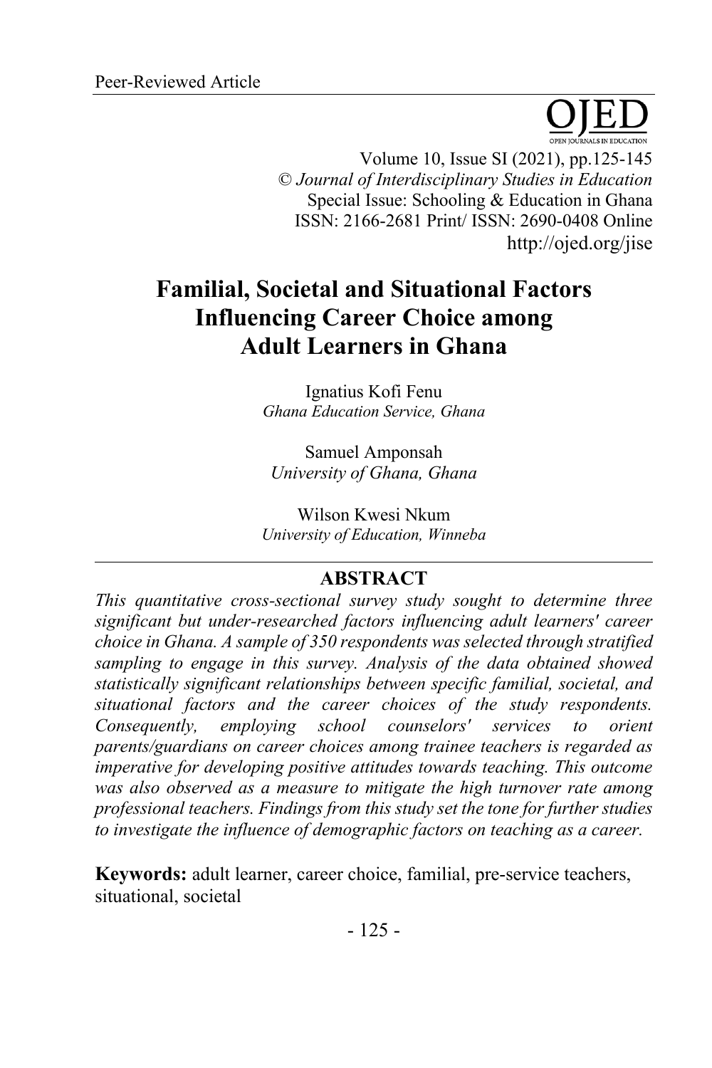Peer-Reviewed Article

# Familial, Societal and Situational Factors Influencing Career Choice among Adult Learners in Ghana

Ignatius Kofi Fenu
*Ghana Education Service, Ghana*

Samuel Amponsah
*University of Ghana, Ghana*

Wilson Kwesi Nkum
*University of Education, Winneba*

## ABSTRACT

*This quantitative cross-sectional survey study sought to determine three significant but under-researched factors influencing adult learners' career choice in Ghana. A sample of 350 respondents was selected through stratified sampling to engage in this survey. Analysis of the data obtained showed statistically significant relationships between specific familial, societal, and situational factors and the career choices of the study respondents. Consequently, employing school counselors' services to orient parents/guardians on career choices among trainee teachers is regarded as imperative for developing positive attitudes towards teaching. This outcome was also observed as a measure to mitigate the high turnover rate among professional teachers. Findings from this study set the tone for further studies to investigate the influence of demographic factors on teaching as a career.*

**Keywords:** adult learner, career choice, familial, pre-service teachers, situational, societal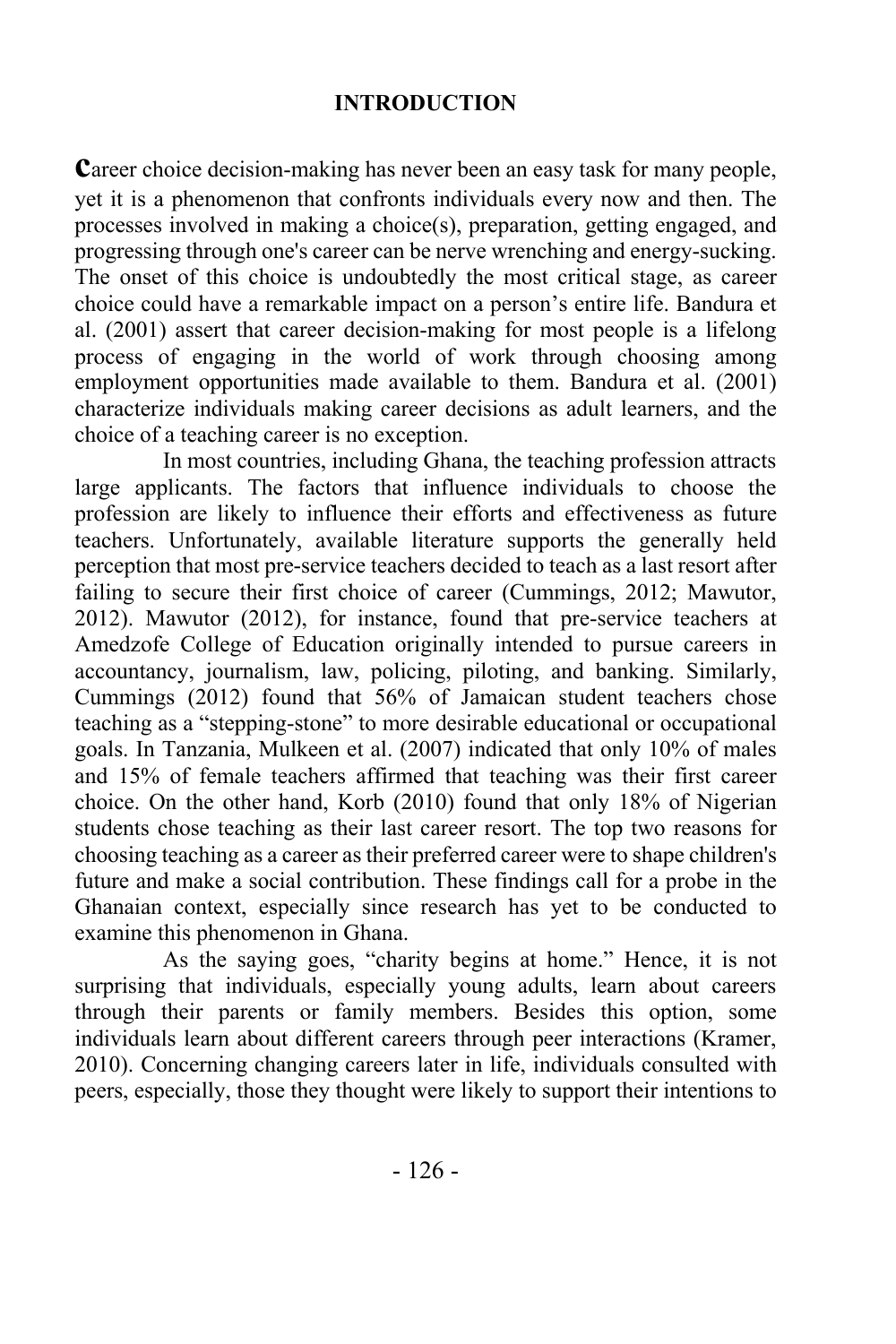## INTRODUCTION

Career choice decision-making has never been an easy task for many people, yet it is a phenomenon that confronts individuals every now and then. The processes involved in making a choice(s), preparation, getting engaged, and progressing through one's career can be nerve wrenching and energy-sucking. The onset of this choice is undoubtedly the most critical stage, as career choice could have a remarkable impact on a person's entire life. Bandura et al. (2001) assert that career decision-making for most people is a lifelong process of engaging in the world of work through choosing among employment opportunities made available to them. Bandura et al. (2001) characterize individuals making career decisions as adult learners, and the choice of a teaching career is no exception.

In most countries, including Ghana, the teaching profession attracts large applicants. The factors that influence individuals to choose the profession are likely to influence their efforts and effectiveness as future teachers. Unfortunately, available literature supports the generally held perception that most pre-service teachers decided to teach as a last resort after failing to secure their first choice of career (Cummings, 2012; Mawutor, 2012). Mawutor (2012), for instance, found that pre-service teachers at Amedzofe College of Education originally intended to pursue careers in accountancy, journalism, law, policing, piloting, and banking. Similarly, Cummings (2012) found that 56% of Jamaican student teachers chose teaching as a "stepping-stone" to more desirable educational or occupational goals. In Tanzania, Mulkeen et al. (2007) indicated that only 10% of males and 15% of female teachers affirmed that teaching was their first career choice. On the other hand, Korb (2010) found that only 18% of Nigerian students chose teaching as their last career resort. The top two reasons for choosing teaching as a career as their preferred career were to shape children's future and make a social contribution. These findings call for a probe in the Ghanaian context, especially since research has yet to be conducted to examine this phenomenon in Ghana.

As the saying goes, "charity begins at home." Hence, it is not surprising that individuals, especially young adults, learn about careers through their parents or family members. Besides this option, some individuals learn about different careers through peer interactions (Kramer, 2010). Concerning changing careers later in life, individuals consulted with peers, especially, those they thought were likely to support their intentions to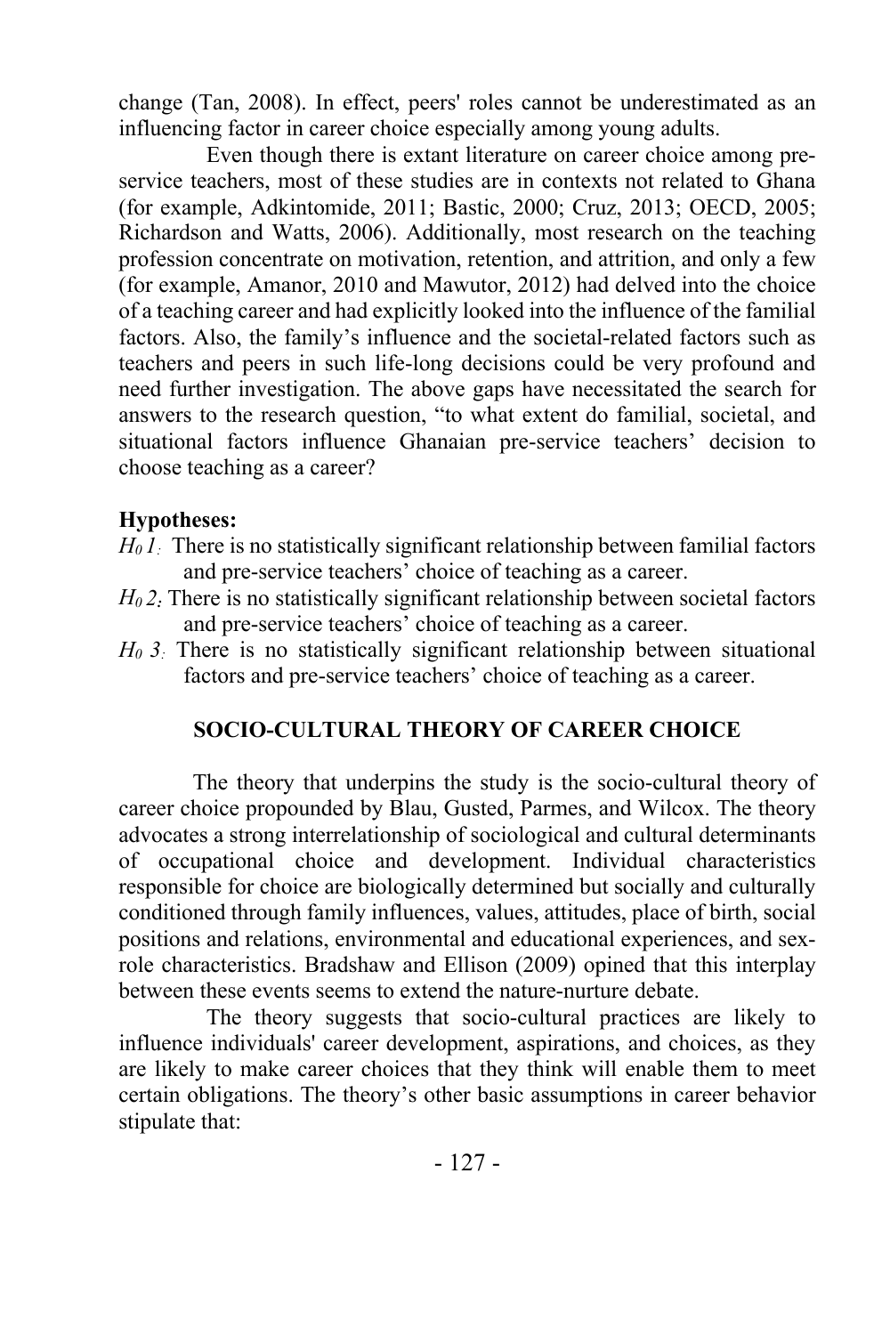change (Tan, 2008). In effect, peers' roles cannot be underestimated as an influencing factor in career choice especially among young adults.

Even though there is extant literature on career choice among pre-service teachers, most of these studies are in contexts not related to Ghana (for example, Adkintomide, 2011; Bastic, 2000; Cruz, 2013; OECD, 2005; Richardson and Watts, 2006). Additionally, most research on the teaching profession concentrate on motivation, retention, and attrition, and only a few (for example, Amanor, 2010 and Mawutor, 2012) had delved into the choice of a teaching career and had explicitly looked into the influence of the familial factors. Also, the family's influence and the societal-related factors such as teachers and peers in such life-long decisions could be very profound and need further investigation. The above gaps have necessitated the search for answers to the research question, "to what extent do familial, societal, and situational factors influence Ghanaian pre-service teachers' decision to choose teaching as a career?

**Hypotheses:**

*$H_0$ 1:* There is no statistically significant relationship between familial factors and pre-service teachers' choice of teaching as a career.

*$H_0$ 2:* There is no statistically significant relationship between societal factors and pre-service teachers' choice of teaching as a career.

*$H_0$ 3:* There is no statistically significant relationship between situational factors and pre-service teachers' choice of teaching as a career.

## SOCIO-CULTURAL THEORY OF CAREER CHOICE

The theory that underpins the study is the socio-cultural theory of career choice propounded by Blau, Gusted, Parmes, and Wilcox. The theory advocates a strong interrelationship of sociological and cultural determinants of occupational choice and development. Individual characteristics responsible for choice are biologically determined but socially and culturally conditioned through family influences, values, attitudes, place of birth, social positions and relations, environmental and educational experiences, and sex-role characteristics. Bradshaw and Ellison (2009) opined that this interplay between these events seems to extend the nature-nurture debate.

The theory suggests that socio-cultural practices are likely to influence individuals' career development, aspirations, and choices, as they are likely to make career choices that they think will enable them to meet certain obligations. The theory's other basic assumptions in career behavior stipulate that: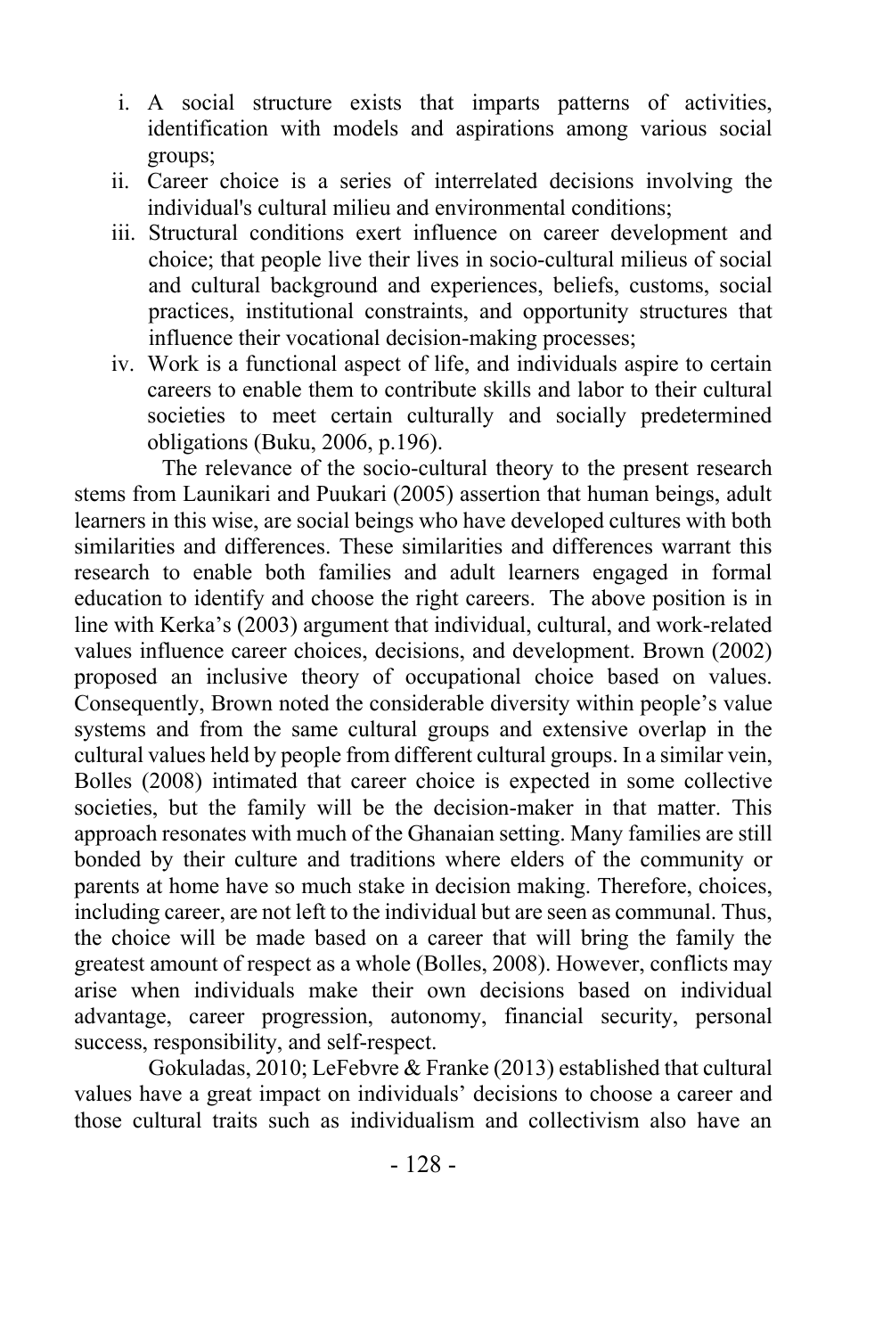i. A social structure exists that imparts patterns of activities, identification with models and aspirations among various social groups;
ii. Career choice is a series of interrelated decisions involving the individual's cultural milieu and environmental conditions;
iii. Structural conditions exert influence on career development and choice; that people live their lives in socio-cultural milieus of social and cultural background and experiences, beliefs, customs, social practices, institutional constraints, and opportunity structures that influence their vocational decision-making processes;
iv. Work is a functional aspect of life, and individuals aspire to certain careers to enable them to contribute skills and labor to their cultural societies to meet certain culturally and socially predetermined obligations (Buku, 2006, p.196).

The relevance of the socio-cultural theory to the present research stems from Launikari and Puukari (2005) assertion that human beings, adult learners in this wise, are social beings who have developed cultures with both similarities and differences. These similarities and differences warrant this research to enable both families and adult learners engaged in formal education to identify and choose the right careers. The above position is in line with Kerka's (2003) argument that individual, cultural, and work-related values influence career choices, decisions, and development. Brown (2002) proposed an inclusive theory of occupational choice based on values. Consequently, Brown noted the considerable diversity within people's value systems and from the same cultural groups and extensive overlap in the cultural values held by people from different cultural groups. In a similar vein, Bolles (2008) intimated that career choice is expected in some collective societies, but the family will be the decision-maker in that matter. This approach resonates with much of the Ghanaian setting. Many families are still bonded by their culture and traditions where elders of the community or parents at home have so much stake in decision making. Therefore, choices, including career, are not left to the individual but are seen as communal. Thus, the choice will be made based on a career that will bring the family the greatest amount of respect as a whole (Bolles, 2008). However, conflicts may arise when individuals make their own decisions based on individual advantage, career progression, autonomy, financial security, personal success, responsibility, and self-respect.

Gokuladas, 2010; LeFebvre & Franke (2013) established that cultural values have a great impact on individuals' decisions to choose a career and those cultural traits such as individualism and collectivism also have an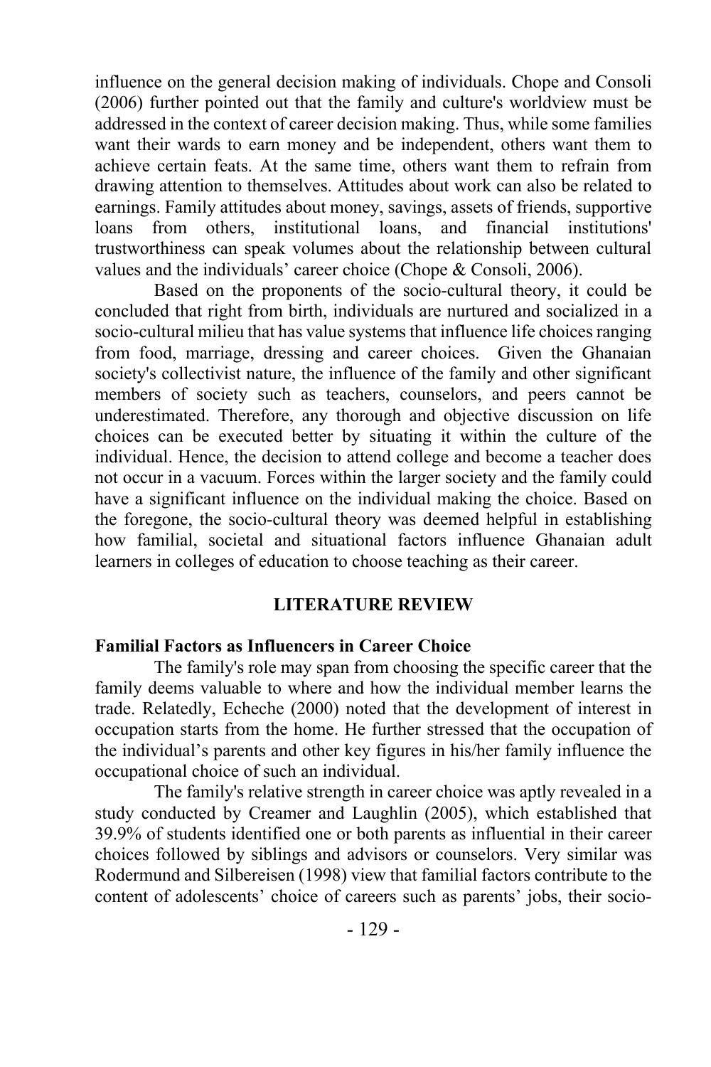influence on the general decision making of individuals. Chope and Consoli (2006) further pointed out that the family and culture's worldview must be addressed in the context of career decision making. Thus, while some families want their wards to earn money and be independent, others want them to achieve certain feats. At the same time, others want them to refrain from drawing attention to themselves. Attitudes about work can also be related to earnings. Family attitudes about money, savings, assets of friends, supportive loans from others, institutional loans, and financial institutions' trustworthiness can speak volumes about the relationship between cultural values and the individuals' career choice (Chope & Consoli, 2006).

Based on the proponents of the socio-cultural theory, it could be concluded that right from birth, individuals are nurtured and socialized in a socio-cultural milieu that has value systems that influence life choices ranging from food, marriage, dressing and career choices. Given the Ghanaian society's collectivist nature, the influence of the family and other significant members of society such as teachers, counselors, and peers cannot be underestimated. Therefore, any thorough and objective discussion on life choices can be executed better by situating it within the culture of the individual. Hence, the decision to attend college and become a teacher does not occur in a vacuum. Forces within the larger society and the family could have a significant influence on the individual making the choice. Based on the foregone, the socio-cultural theory was deemed helpful in establishing how familial, societal and situational factors influence Ghanaian adult learners in colleges of education to choose teaching as their career.

## LITERATURE REVIEW

### Familial Factors as Influencers in Career Choice

The family's role may span from choosing the specific career that the family deems valuable to where and how the individual member learns the trade. Relatedly, Echeche (2000) noted that the development of interest in occupation starts from the home. He further stressed that the occupation of the individual's parents and other key figures in his/her family influence the occupational choice of such an individual.

The family's relative strength in career choice was aptly revealed in a study conducted by Creamer and Laughlin (2005), which established that 39.9% of students identified one or both parents as influential in their career choices followed by siblings and advisors or counselors. Very similar was Rodermund and Silbereisen (1998) view that familial factors contribute to the content of adolescents' choice of careers such as parents' jobs, their socio-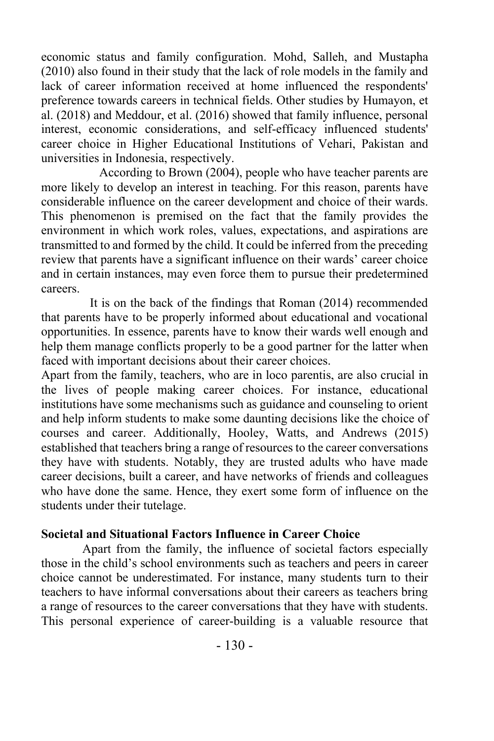economic status and family configuration. Mohd, Salleh, and Mustapha (2010) also found in their study that the lack of role models in the family and lack of career information received at home influenced the respondents' preference towards careers in technical fields. Other studies by Humayon, et al. (2018) and Meddour, et al. (2016) showed that family influence, personal interest, economic considerations, and self-efficacy influenced students' career choice in Higher Educational Institutions of Vehari, Pakistan and universities in Indonesia, respectively.

According to Brown (2004), people who have teacher parents are more likely to develop an interest in teaching. For this reason, parents have considerable influence on the career development and choice of their wards. This phenomenon is premised on the fact that the family provides the environment in which work roles, values, expectations, and aspirations are transmitted to and formed by the child. It could be inferred from the preceding review that parents have a significant influence on their wards' career choice and in certain instances, may even force them to pursue their predetermined careers.

It is on the back of the findings that Roman (2014) recommended that parents have to be properly informed about educational and vocational opportunities. In essence, parents have to know their wards well enough and help them manage conflicts properly to be a good partner for the latter when faced with important decisions about their career choices.

Apart from the family, teachers, who are in loco parentis, are also crucial in the lives of people making career choices. For instance, educational institutions have some mechanisms such as guidance and counseling to orient and help inform students to make some daunting decisions like the choice of courses and career. Additionally, Hooley, Watts, and Andrews (2015) established that teachers bring a range of resources to the career conversations they have with students. Notably, they are trusted adults who have made career decisions, built a career, and have networks of friends and colleagues who have done the same. Hence, they exert some form of influence on the students under their tutelage.

**Societal and Situational Factors Influence in Career Choice**

Apart from the family, the influence of societal factors especially those in the child's school environments such as teachers and peers in career choice cannot be underestimated. For instance, many students turn to their teachers to have informal conversations about their careers as teachers bring a range of resources to the career conversations that they have with students. This personal experience of career-building is a valuable resource that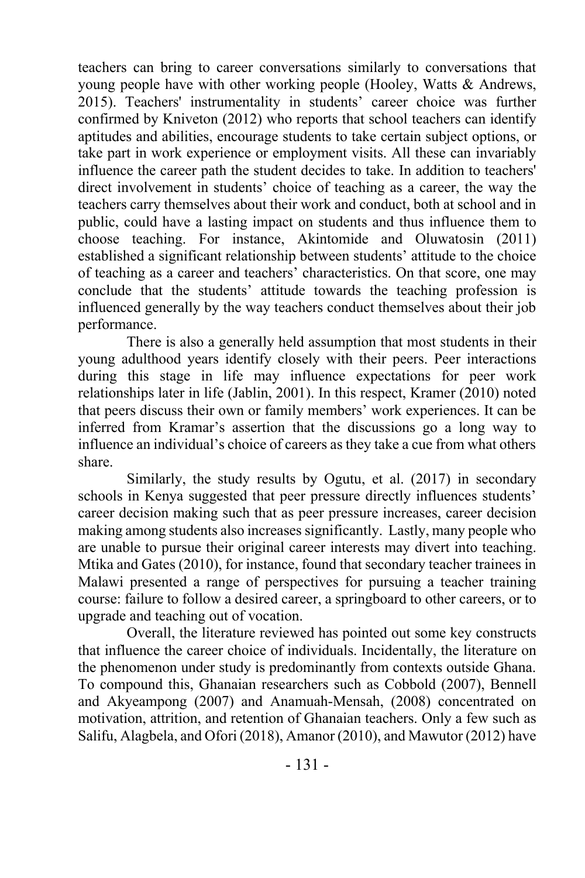teachers can bring to career conversations similarly to conversations that young people have with other working people (Hooley, Watts & Andrews, 2015). Teachers' instrumentality in students' career choice was further confirmed by Kniveton (2012) who reports that school teachers can identify aptitudes and abilities, encourage students to take certain subject options, or take part in work experience or employment visits. All these can invariably influence the career path the student decides to take. In addition to teachers' direct involvement in students' choice of teaching as a career, the way the teachers carry themselves about their work and conduct, both at school and in public, could have a lasting impact on students and thus influence them to choose teaching. For instance, Akintomide and Oluwatosin (2011) established a significant relationship between students' attitude to the choice of teaching as a career and teachers' characteristics. On that score, one may conclude that the students' attitude towards the teaching profession is influenced generally by the way teachers conduct themselves about their job performance.

There is also a generally held assumption that most students in their young adulthood years identify closely with their peers. Peer interactions during this stage in life may influence expectations for peer work relationships later in life (Jablin, 2001). In this respect, Kramer (2010) noted that peers discuss their own or family members' work experiences. It can be inferred from Kramar's assertion that the discussions go a long way to influence an individual's choice of careers as they take a cue from what others share.

Similarly, the study results by Ogutu, et al. (2017) in secondary schools in Kenya suggested that peer pressure directly influences students' career decision making such that as peer pressure increases, career decision making among students also increases significantly. Lastly, many people who are unable to pursue their original career interests may divert into teaching. Mtika and Gates (2010), for instance, found that secondary teacher trainees in Malawi presented a range of perspectives for pursuing a teacher training course: failure to follow a desired career, a springboard to other careers, or to upgrade and teaching out of vocation.

Overall, the literature reviewed has pointed out some key constructs that influence the career choice of individuals. Incidentally, the literature on the phenomenon under study is predominantly from contexts outside Ghana. To compound this, Ghanaian researchers such as Cobbold (2007), Bennell and Akyeampong (2007) and Anamuah-Mensah, (2008) concentrated on motivation, attrition, and retention of Ghanaian teachers. Only a few such as Salifu, Alagbela, and Ofori (2018), Amanor (2010), and Mawutor (2012) have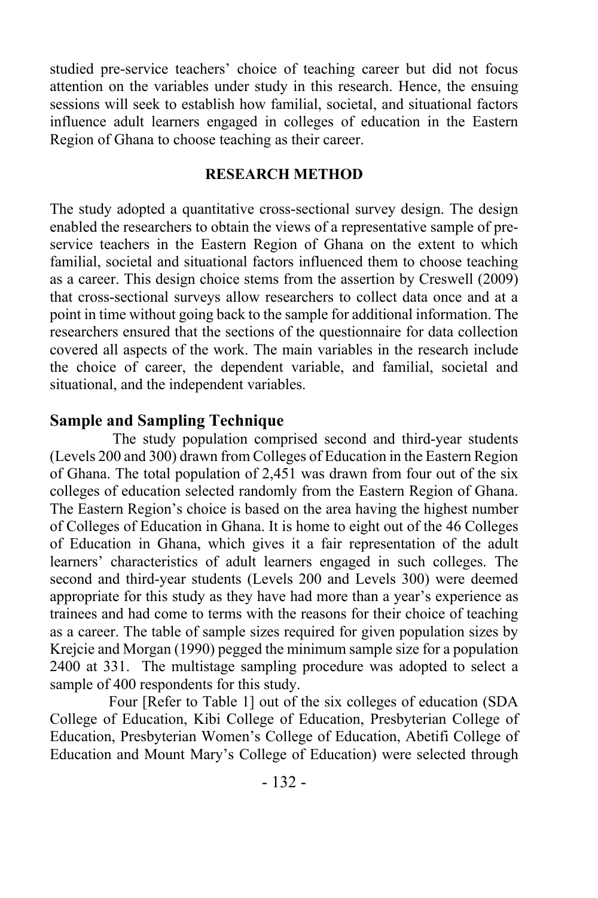studied pre-service teachers' choice of teaching career but did not focus attention on the variables under study in this research. Hence, the ensuing sessions will seek to establish how familial, societal, and situational factors influence adult learners engaged in colleges of education in the Eastern Region of Ghana to choose teaching as their career.

## RESEARCH METHOD

The study adopted a quantitative cross-sectional survey design. The design enabled the researchers to obtain the views of a representative sample of pre-service teachers in the Eastern Region of Ghana on the extent to which familial, societal and situational factors influenced them to choose teaching as a career. This design choice stems from the assertion by Creswell (2009) that cross-sectional surveys allow researchers to collect data once and at a point in time without going back to the sample for additional information. The researchers ensured that the sections of the questionnaire for data collection covered all aspects of the work. The main variables in the research include the choice of career, the dependent variable, and familial, societal and situational, and the independent variables.

### Sample and Sampling Technique

The study population comprised second and third-year students (Levels 200 and 300) drawn from Colleges of Education in the Eastern Region of Ghana. The total population of 2,451 was drawn from four out of the six colleges of education selected randomly from the Eastern Region of Ghana. The Eastern Region's choice is based on the area having the highest number of Colleges of Education in Ghana. It is home to eight out of the 46 Colleges of Education in Ghana, which gives it a fair representation of the adult learners' characteristics of adult learners engaged in such colleges. The second and third-year students (Levels 200 and Levels 300) were deemed appropriate for this study as they have had more than a year's experience as trainees and had come to terms with the reasons for their choice of teaching as a career. The table of sample sizes required for given population sizes by Krejcie and Morgan (1990) pegged the minimum sample size for a population 2400 at 331. The multistage sampling procedure was adopted to select a sample of 400 respondents for this study.

Four [Refer to Table 1] out of the six colleges of education (SDA College of Education, Kibi College of Education, Presbyterian College of Education, Presbyterian Women's College of Education, Abetifi College of Education and Mount Mary's College of Education) were selected through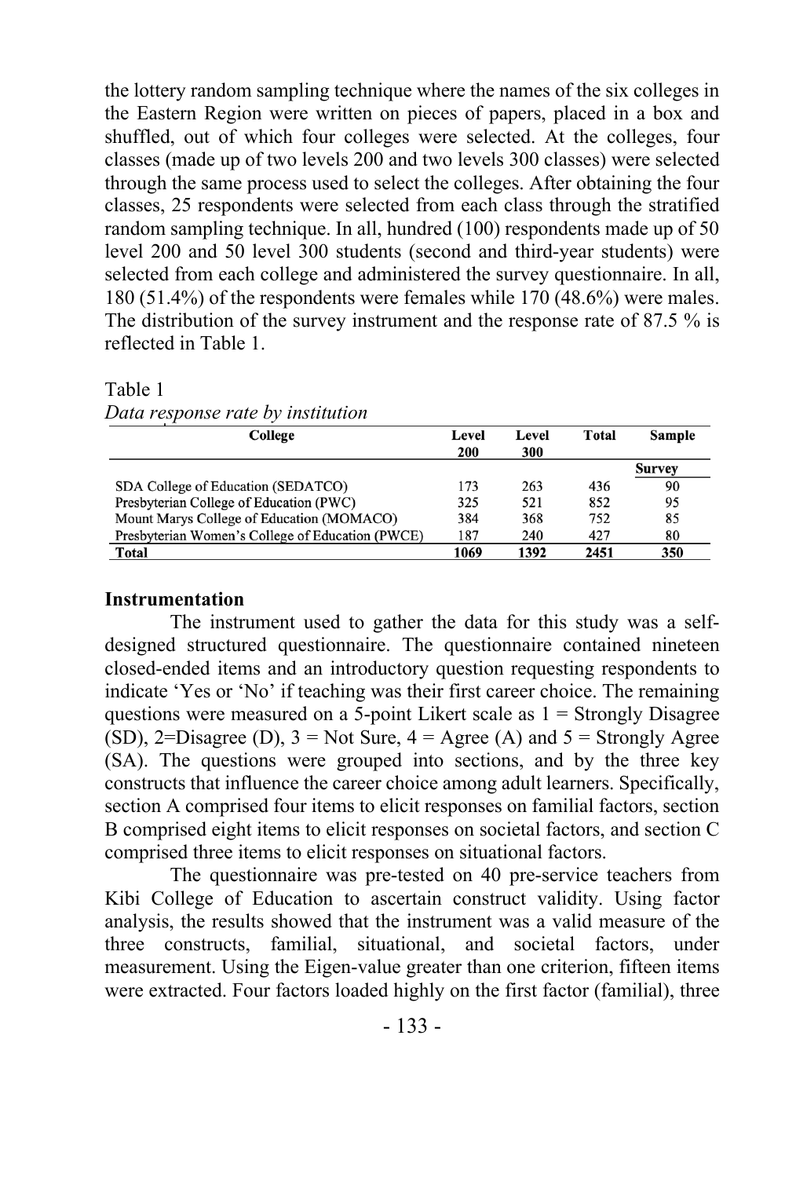the lottery random sampling technique where the names of the six colleges in the Eastern Region were written on pieces of papers, placed in a box and shuffled, out of which four colleges were selected. At the colleges, four classes (made up of two levels 200 and two levels 300 classes) were selected through the same process used to select the colleges. After obtaining the four classes, 25 respondents were selected from each class through the stratified random sampling technique. In all, hundred (100) respondents made up of 50 level 200 and 50 level 300 students (second and third-year students) were selected from each college and administered the survey questionnaire. In all, 180 (51.4%) of the respondents were females while 170 (48.6%) were males. The distribution of the survey instrument and the response rate of 87.5 % is reflected in Table 1.

Table 1
*Data response rate by institution*

| College | Level 200 | Level 300 | Total | Sample |
|---|---|---|---|---|
| | | | | **Survey** |
| SDA College of Education (SEDATCO) | 173 | 263 | 436 | 90 |
| Presbyterian College of Education (PWC) | 325 | 521 | 852 | 95 |
| Mount Marys College of Education (MOMACO) | 384 | 368 | 752 | 85 |
| Presbyterian Women's College of Education (PWCE) | 187 | 240 | 427 | 80 |
| **Total** | **1069** | **1392** | **2451** | **350** |

### Instrumentation

The instrument used to gather the data for this study was a self-designed structured questionnaire. The questionnaire contained nineteen closed-ended items and an introductory question requesting respondents to indicate 'Yes or 'No' if teaching was their first career choice. The remaining questions were measured on a 5-point Likert scale as 1 = Strongly Disagree (SD), 2=Disagree (D), 3 = Not Sure, 4 = Agree (A) and 5 = Strongly Agree (SA). The questions were grouped into sections, and by the three key constructs that influence the career choice among adult learners. Specifically, section A comprised four items to elicit responses on familial factors, section B comprised eight items to elicit responses on societal factors, and section C comprised three items to elicit responses on situational factors.

The questionnaire was pre-tested on 40 pre-service teachers from Kibi College of Education to ascertain construct validity. Using factor analysis, the results showed that the instrument was a valid measure of the three constructs, familial, situational, and societal factors, under measurement. Using the Eigen-value greater than one criterion, fifteen items were extracted. Four factors loaded highly on the first factor (familial), three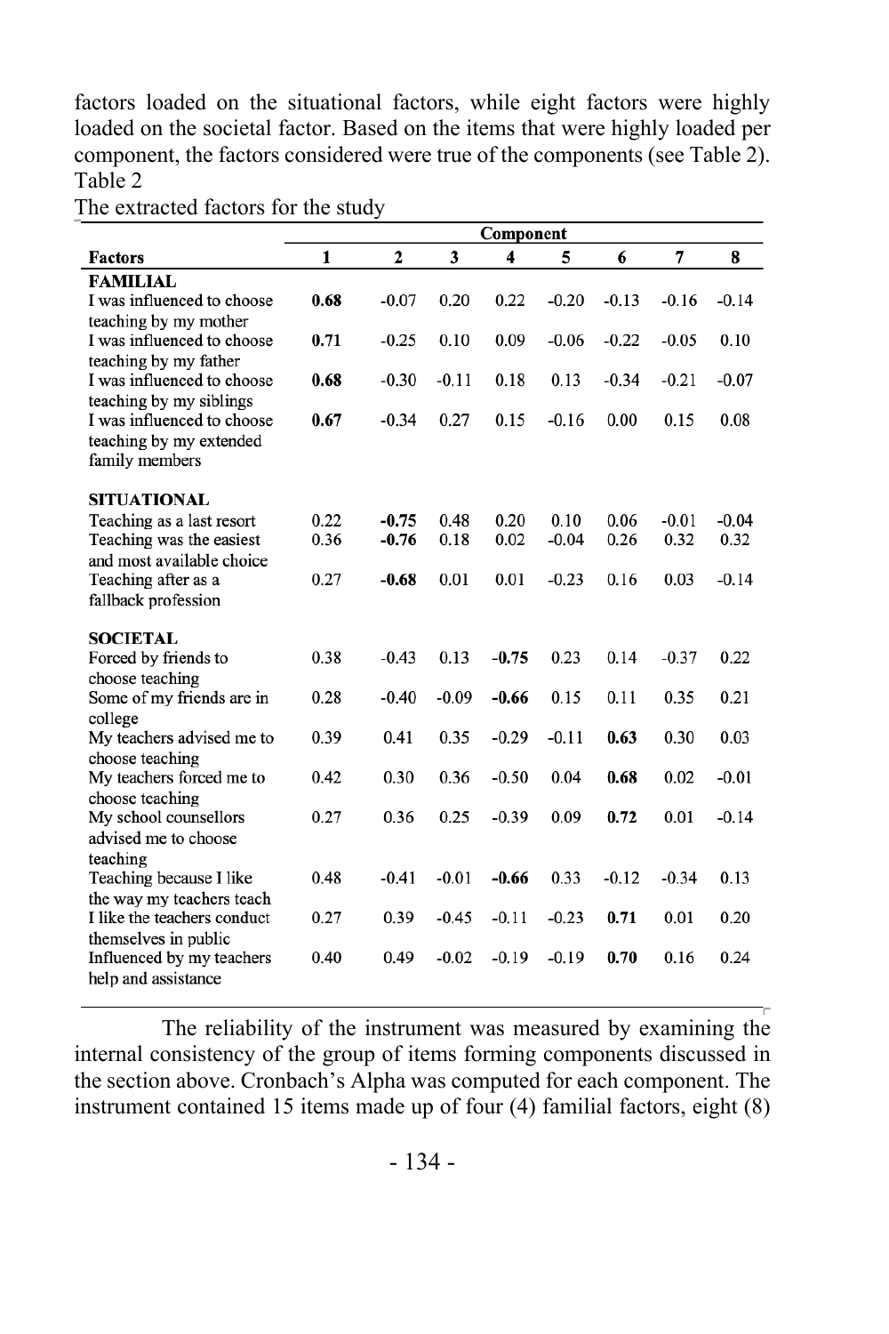factors loaded on the situational factors, while eight factors were highly loaded on the societal factor. Based on the items that were highly loaded per component, the factors considered were true of the components (see Table 2).

Table 2

The extracted factors for the study

| | Component | | | | | | | |
|---|---|---|---|---|---|---|---|---|
| **Factors** | **1** | **2** | **3** | **4** | **5** | **6** | **7** | **8** |
| **FAMILIAL** | | | | | | | | |
| I was influenced to choose teaching by my mother | **0.68** | -0.07 | 0.20 | 0.22 | -0.20 | -0.13 | -0.16 | -0.14 |
| I was influenced to choose teaching by my father | **0.71** | -0.25 | 0.10 | 0.09 | -0.06 | -0.22 | -0.05 | 0.10 |
| I was influenced to choose teaching by my siblings | **0.68** | -0.30 | -0.11 | 0.18 | 0.13 | -0.34 | -0.21 | -0.07 |
| I was influenced to choose teaching by my extended family members | **0.67** | -0.34 | 0.27 | 0.15 | -0.16 | 0.00 | 0.15 | 0.08 |
| **SITUATIONAL** | | | | | | | | |
| Teaching as a last resort | 0.22 | **-0.75** | 0.48 | 0.20 | 0.10 | 0.06 | -0.01 | -0.04 |
| Teaching was the easiest and most available choice | 0.36 | **-0.76** | 0.18 | 0.02 | -0.04 | 0.26 | 0.32 | 0.32 |
| Teaching after as a fallback profession | 0.27 | **-0.68** | 0.01 | 0.01 | -0.23 | 0.16 | 0.03 | -0.14 |
| **SOCIETAL** | | | | | | | | |
| Forced by friends to choose teaching | 0.38 | -0.43 | 0.13 | **-0.75** | 0.23 | 0.14 | -0.37 | 0.22 |
| Some of my friends are in college | 0.28 | -0.40 | -0.09 | **-0.66** | 0.15 | 0.11 | 0.35 | 0.21 |
| My teachers advised me to choose teaching | 0.39 | 0.41 | 0.35 | -0.29 | -0.11 | **0.63** | 0.30 | 0.03 |
| My teachers forced me to choose teaching | 0.42 | 0.30 | 0.36 | -0.50 | 0.04 | **0.68** | 0.02 | -0.01 |
| My school counsellors advised me to choose teaching | 0.27 | 0.36 | 0.25 | -0.39 | 0.09 | **0.72** | 0.01 | -0.14 |
| Teaching because I like the way my teachers teach | 0.48 | -0.41 | -0.01 | **-0.66** | 0.33 | -0.12 | -0.34 | 0.13 |
| I like the teachers conduct themselves in public | 0.27 | 0.39 | -0.45 | -0.11 | -0.23 | **0.71** | 0.01 | 0.20 |
| Influenced by my teachers help and assistance | 0.40 | 0.49 | -0.02 | -0.19 | -0.19 | **0.70** | 0.16 | 0.24 |

The reliability of the instrument was measured by examining the internal consistency of the group of items forming components discussed in the section above. Cronbach's Alpha was computed for each component. The instrument contained 15 items made up of four (4) familial factors, eight (8)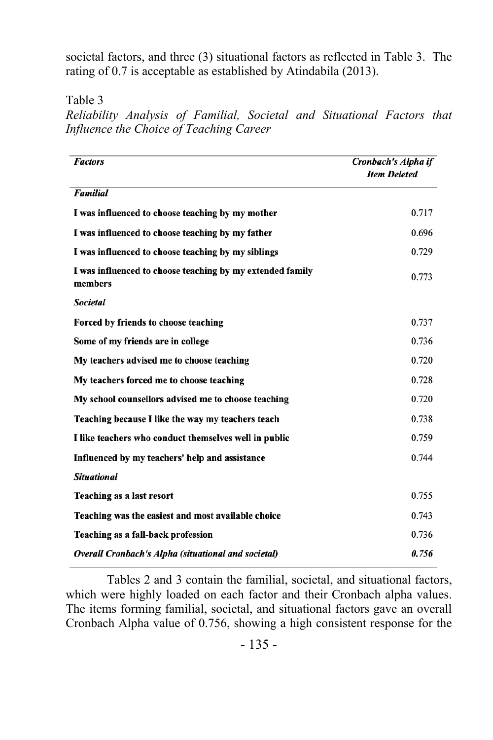societal factors, and three (3) situational factors as reflected in Table 3. The rating of 0.7 is acceptable as established by Atindabila (2013).

Table 3

*Reliability Analysis of Familial, Societal and Situational Factors that Influence the Choice of Teaching Career*

| ***Factors*** | ***Cronbach's Alpha if Item Deleted*** |
|---|---|
| ***Familial*** | |
| **I was influenced to choose teaching by my mother** | 0.717 |
| **I was influenced to choose teaching by my father** | 0.696 |
| **I was influenced to choose teaching by my siblings** | 0.729 |
| **I was influenced to choose teaching by my extended family members** | 0.773 |
| ***Societal*** | |
| **Forced by friends to choose teaching** | 0.737 |
| **Some of my friends are in college** | 0.736 |
| **My teachers advised me to choose teaching** | 0.720 |
| **My teachers forced me to choose teaching** | 0.728 |
| **My school counsellors advised me to choose teaching** | 0.720 |
| **Teaching because I like the way my teachers teach** | 0.738 |
| **I like teachers who conduct themselves well in public** | 0.759 |
| **Influenced by my teachers' help and assistance** | 0.744 |
| ***Situational*** | |
| **Teaching as a last resort** | 0.755 |
| **Teaching was the easiest and most available choice** | 0.743 |
| **Teaching as a fall-back profession** | 0.736 |
| ***Overall Cronbach's Alpha (situational and societal)*** | ***0.756*** |

Tables 2 and 3 contain the familial, societal, and situational factors, which were highly loaded on each factor and their Cronbach alpha values. The items forming familial, societal, and situational factors gave an overall Cronbach Alpha value of 0.756, showing a high consistent response for the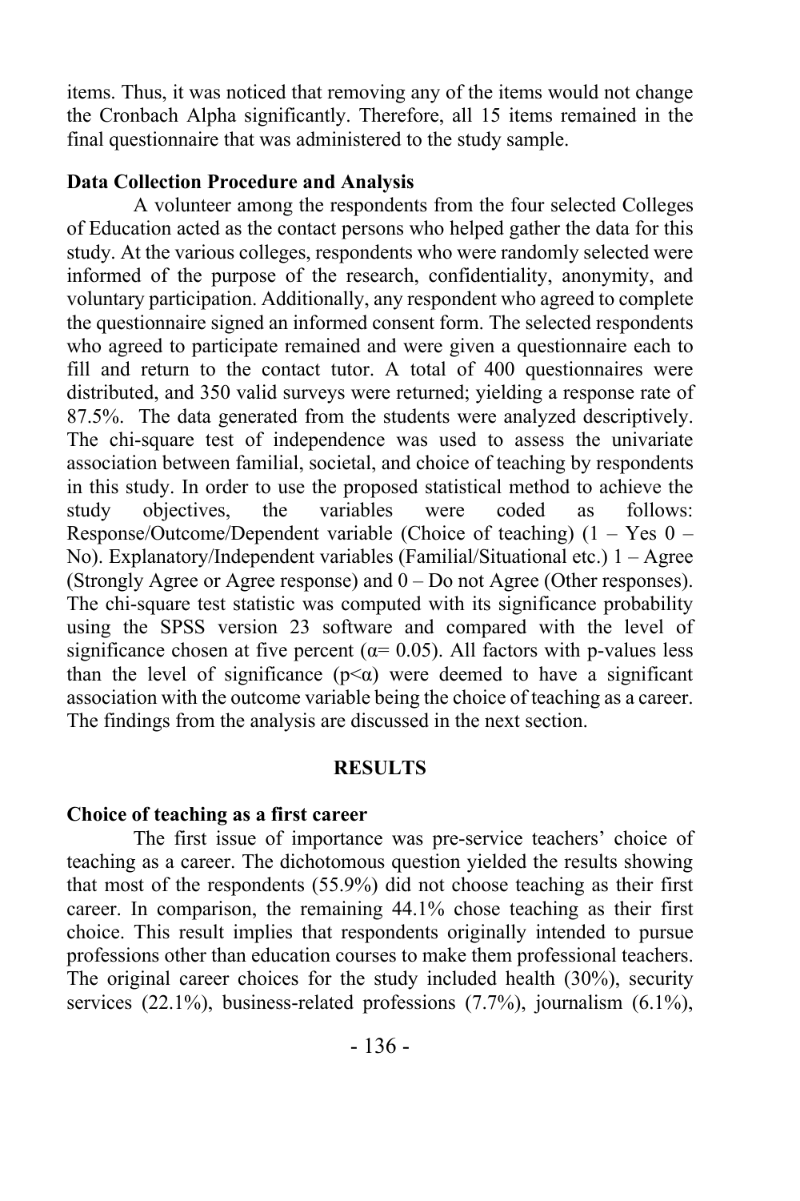items. Thus, it was noticed that removing any of the items would not change the Cronbach Alpha significantly. Therefore, all 15 items remained in the final questionnaire that was administered to the study sample.

**Data Collection Procedure and Analysis**

A volunteer among the respondents from the four selected Colleges of Education acted as the contact persons who helped gather the data for this study. At the various colleges, respondents who were randomly selected were informed of the purpose of the research, confidentiality, anonymity, and voluntary participation. Additionally, any respondent who agreed to complete the questionnaire signed an informed consent form. The selected respondents who agreed to participate remained and were given a questionnaire each to fill and return to the contact tutor. A total of 400 questionnaires were distributed, and 350 valid surveys were returned; yielding a response rate of 87.5%. The data generated from the students were analyzed descriptively. The chi-square test of independence was used to assess the univariate association between familial, societal, and choice of teaching by respondents in this study. In order to use the proposed statistical method to achieve the study objectives, the variables were coded as follows: Response/Outcome/Dependent variable (Choice of teaching) (1 – Yes 0 – No). Explanatory/Independent variables (Familial/Situational etc.) 1 – Agree (Strongly Agree or Agree response) and 0 – Do not Agree (Other responses). The chi-square test statistic was computed with its significance probability using the SPSS version 23 software and compared with the level of significance chosen at five percent ($\alpha = 0.05$). All factors with p-values less than the level of significance ($p<\alpha$) were deemed to have a significant association with the outcome variable being the choice of teaching as a career. The findings from the analysis are discussed in the next section.

## RESULTS

**Choice of teaching as a first career**

The first issue of importance was pre-service teachers' choice of teaching as a career. The dichotomous question yielded the results showing that most of the respondents (55.9%) did not choose teaching as their first career. In comparison, the remaining 44.1% chose teaching as their first choice. This result implies that respondents originally intended to pursue professions other than education courses to make them professional teachers. The original career choices for the study included health (30%), security services (22.1%), business-related professions (7.7%), journalism (6.1%),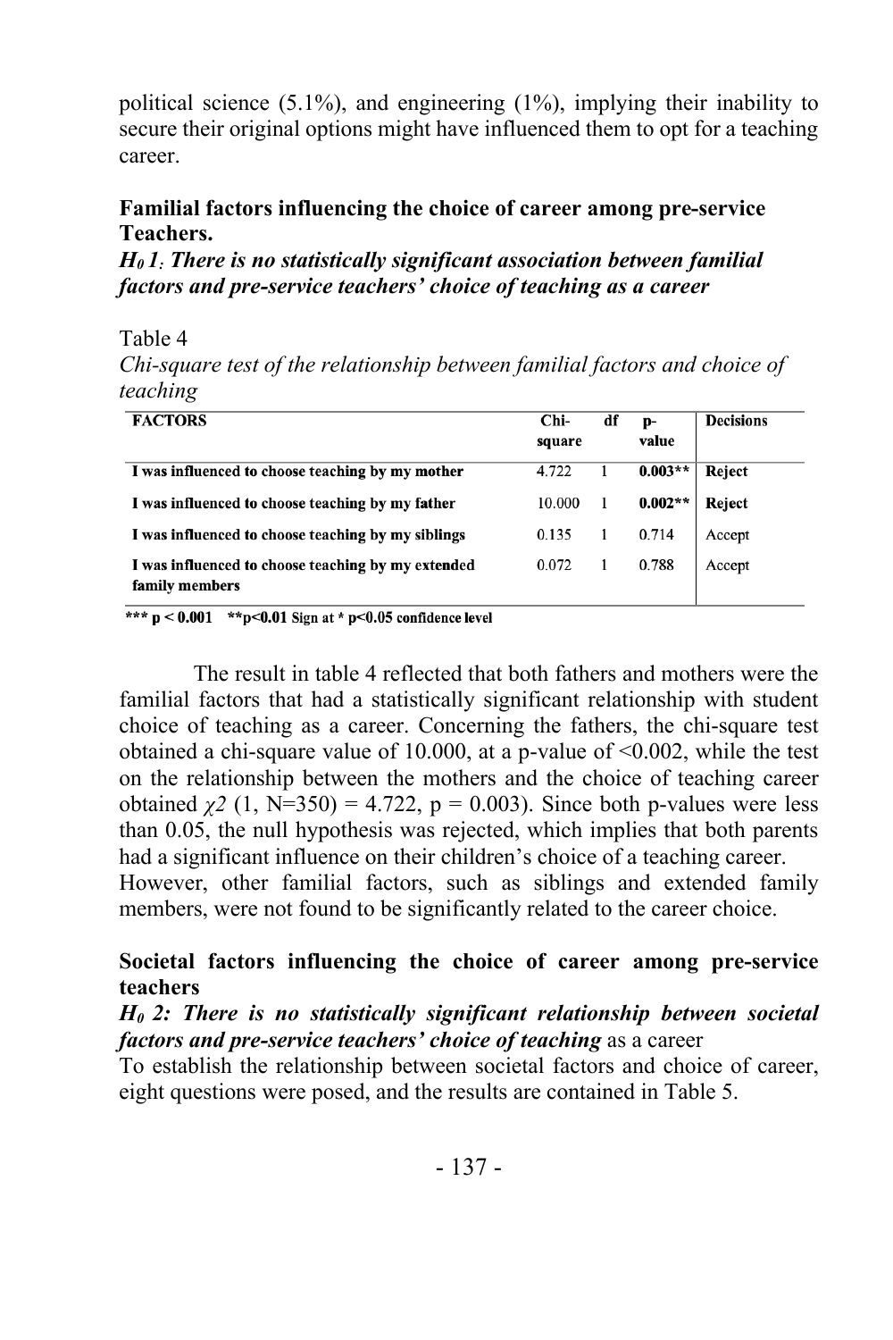political science (5.1%), and engineering (1%), implying their inability to secure their original options might have influenced them to opt for a teaching career.

### Familial factors influencing the choice of career among pre-service Teachers.

***$H_0$ 1: There is no statistically significant association between familial factors and pre-service teachers' choice of teaching as a career***

Table 4

*Chi-square test of the relationship between familial factors and choice of teaching*

| FACTORS | Chi-square | df | p-value | Decisions |
|---|---|---|---|---|
| **I was influenced to choose teaching by my mother** | 4.722 | 1 | **0.003**** | **Reject** |
| **I was influenced to choose teaching by my father** | 10.000 | 1 | **0.002**** | **Reject** |
| **I was influenced to choose teaching by my siblings** | 0.135 | 1 | 0.714 | Accept |
| **I was influenced to choose teaching by my extended family members** | 0.072 | 1 | 0.788 | Accept |

*** $p < 0.001$ **$p<0.01$ Sign at * $p<0.05$ confidence level

The result in table 4 reflected that both fathers and mothers were the familial factors that had a statistically significant relationship with student choice of teaching as a career. Concerning the fathers, the chi-square test obtained a chi-square value of 10.000, at a p-value of <0.002, while the test on the relationship between the mothers and the choice of teaching career obtained $\chi 2$ (1, N=350) = 4.722, p = 0.003). Since both p-values were less than 0.05, the null hypothesis was rejected, which implies that both parents had a significant influence on their children's choice of a teaching career. However, other familial factors, such as siblings and extended family members, were not found to be significantly related to the career choice.

### Societal factors influencing the choice of career among pre-service teachers

***$H_0$ 2: There is no statistically significant relationship between societal factors and pre-service teachers' choice of teaching*** as a career

To establish the relationship between societal factors and choice of career, eight questions were posed, and the results are contained in Table 5.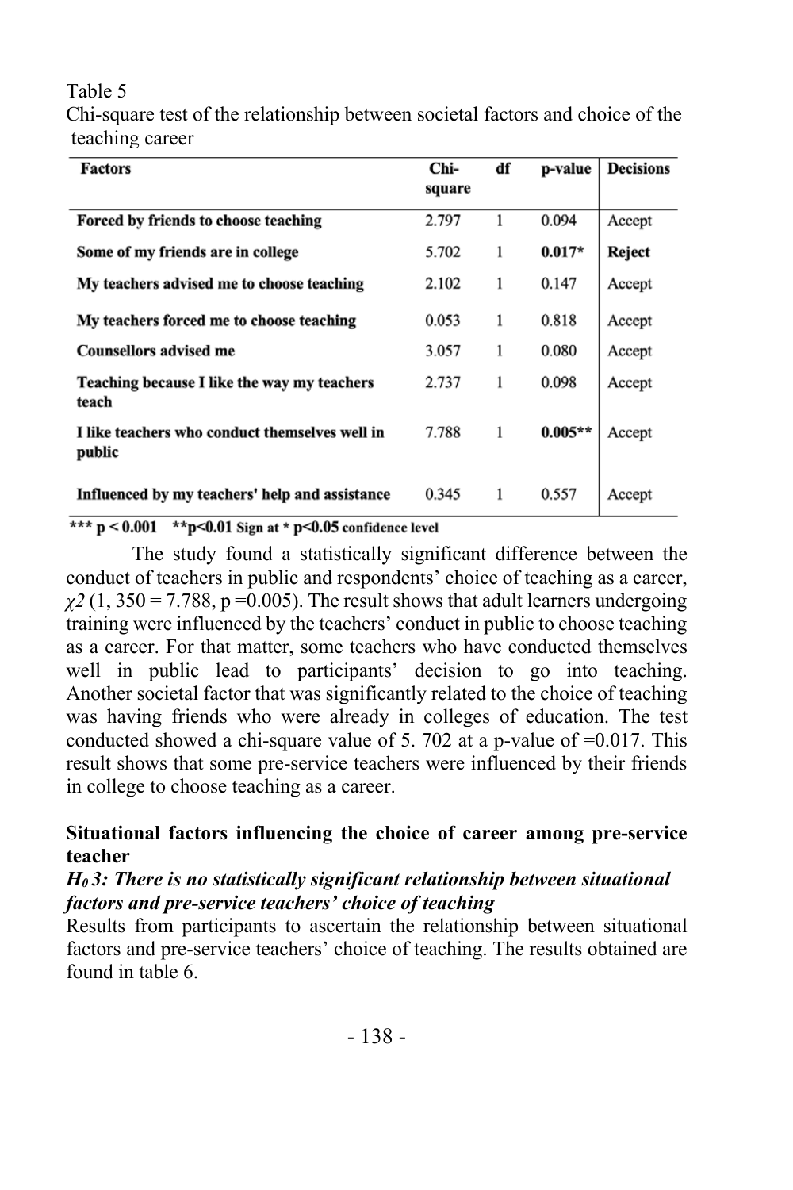Table 5
Chi-square test of the relationship between societal factors and choice of the teaching career

| Factors | Chi-square | df | p-value | Decisions |
|---|---|---|---|---|
| **Forced by friends to choose teaching** | 2.797 | 1 | 0.094 | Accept |
| **Some of my friends are in college** | 5.702 | 1 | **0.017*** | **Reject** |
| **My teachers advised me to choose teaching** | 2.102 | 1 | 0.147 | Accept |
| **My teachers forced me to choose teaching** | 0.053 | 1 | 0.818 | Accept |
| **Counsellors advised me** | 3.057 | 1 | 0.080 | Accept |
| **Teaching because I like the way my teachers teach** | 2.737 | 1 | 0.098 | Accept |
| **I like teachers who conduct themselves well in public** | 7.788 | 1 | **0.005**** | Accept |
| **Influenced by my teachers' help and assistance** | 0.345 | 1 | 0.557 | Accept |

**\*\*\* $p < 0.001$  \*\*$p<0.01$** **Sign at \* $p<0.05$ confidence level**

The study found a statistically significant difference between the conduct of teachers in public and respondents' choice of teaching as a career, $\chi 2$ (1, 350 = 7.788, p =0.005). The result shows that adult learners undergoing training were influenced by the teachers' conduct in public to choose teaching as a career. For that matter, some teachers who have conducted themselves well in public lead to participants' decision to go into teaching. Another societal factor that was significantly related to the choice of teaching was having friends who were already in colleges of education. The test conducted showed a chi-square value of 5. 702 at a p-value of =0.017. This result shows that some pre-service teachers were influenced by their friends in college to choose teaching as a career.

**Situational factors influencing the choice of career among pre-service teacher**

***$H_0$ 3: There is no statistically significant relationship between situational factors and pre-service teachers' choice of teaching***

Results from participants to ascertain the relationship between situational factors and pre-service teachers' choice of teaching. The results obtained are found in table 6.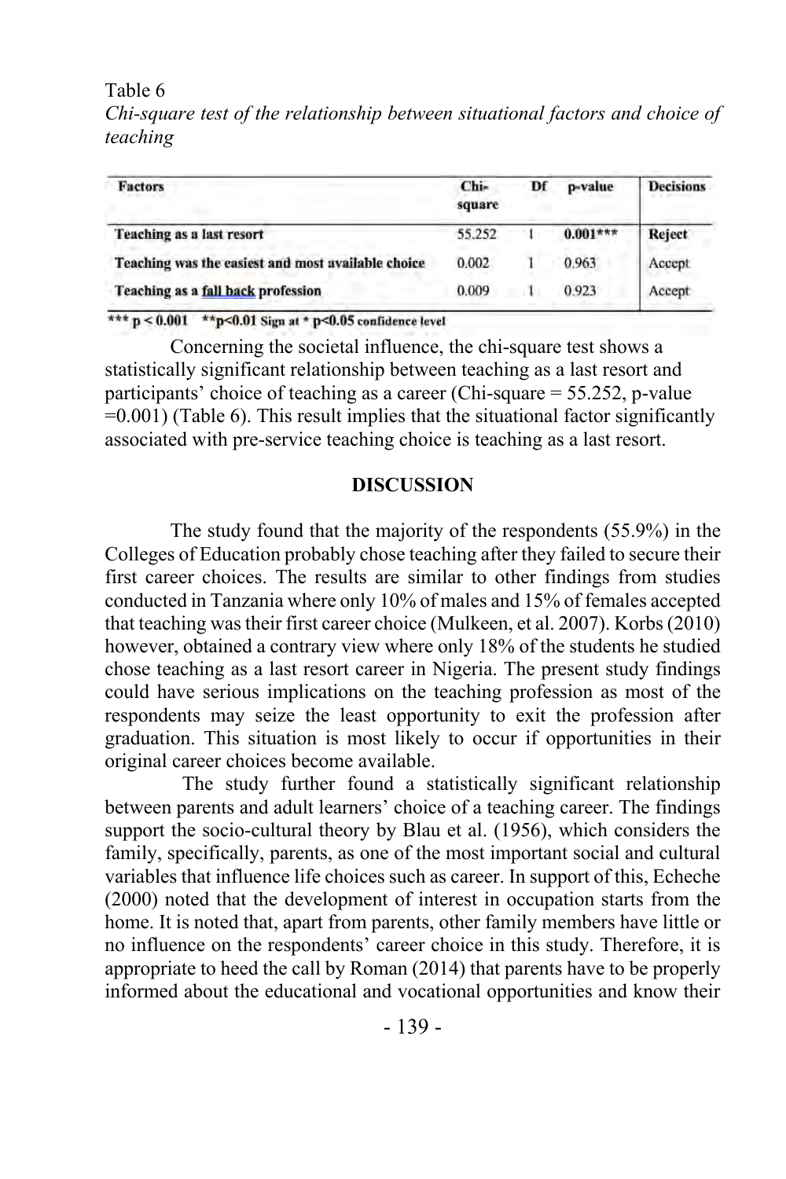Table 6

*Chi-square test of the relationship between situational factors and choice of teaching*

| Factors | Chi-square | Df | p-value | Decisions |
|---|---|---|---|---|
| Teaching as a last resort | 55.252 | 1 | **0.001*** ** | **Reject** |
| Teaching was the easiest and most available choice | 0.002 | 1 | 0.963 | Accept |
| Teaching as a fall back profession | 0.009 | 1 | 0.923 | Accept |

*** $p < 0.001$ ** $p<0.01$ Sign at * $p<0.05$ confidence level

Concerning the societal influence, the chi-square test shows a statistically significant relationship between teaching as a last resort and participants' choice of teaching as a career (Chi-square = 55.252, p-value =0.001) (Table 6). This result implies that the situational factor significantly associated with pre-service teaching choice is teaching as a last resort.

## DISCUSSION

The study found that the majority of the respondents (55.9%) in the Colleges of Education probably chose teaching after they failed to secure their first career choices. The results are similar to other findings from studies conducted in Tanzania where only 10% of males and 15% of females accepted that teaching was their first career choice (Mulkeen, et al. 2007). Korbs (2010) however, obtained a contrary view where only 18% of the students he studied chose teaching as a last resort career in Nigeria. The present study findings could have serious implications on the teaching profession as most of the respondents may seize the least opportunity to exit the profession after graduation. This situation is most likely to occur if opportunities in their original career choices become available.

The study further found a statistically significant relationship between parents and adult learners' choice of a teaching career. The findings support the socio-cultural theory by Blau et al. (1956), which considers the family, specifically, parents, as one of the most important social and cultural variables that influence life choices such as career. In support of this, Echeche (2000) noted that the development of interest in occupation starts from the home. It is noted that, apart from parents, other family members have little or no influence on the respondents' career choice in this study. Therefore, it is appropriate to heed the call by Roman (2014) that parents have to be properly informed about the educational and vocational opportunities and know their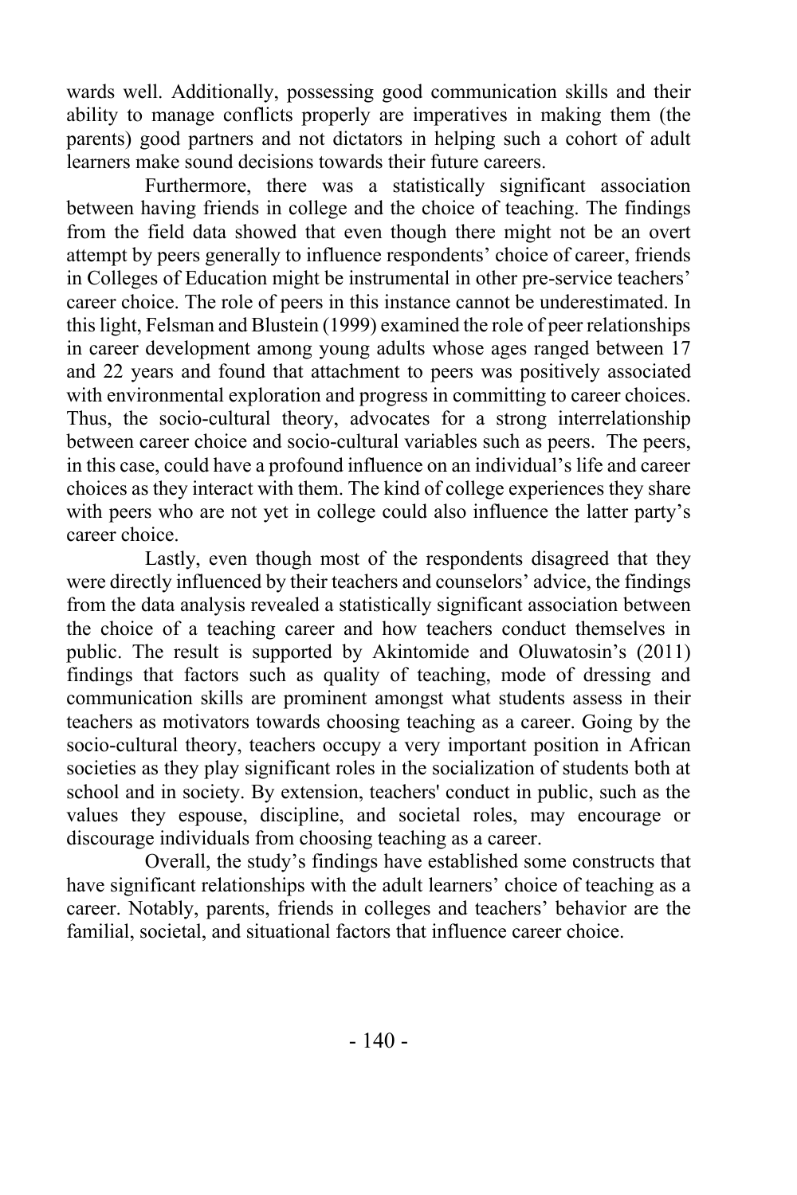wards well. Additionally, possessing good communication skills and their ability to manage conflicts properly are imperatives in making them (the parents) good partners and not dictators in helping such a cohort of adult learners make sound decisions towards their future careers.

Furthermore, there was a statistically significant association between having friends in college and the choice of teaching. The findings from the field data showed that even though there might not be an overt attempt by peers generally to influence respondents' choice of career, friends in Colleges of Education might be instrumental in other pre-service teachers' career choice. The role of peers in this instance cannot be underestimated. In this light, Felsman and Blustein (1999) examined the role of peer relationships in career development among young adults whose ages ranged between 17 and 22 years and found that attachment to peers was positively associated with environmental exploration and progress in committing to career choices. Thus, the socio-cultural theory, advocates for a strong interrelationship between career choice and socio-cultural variables such as peers. The peers, in this case, could have a profound influence on an individual's life and career choices as they interact with them. The kind of college experiences they share with peers who are not yet in college could also influence the latter party's career choice.

Lastly, even though most of the respondents disagreed that they were directly influenced by their teachers and counselors' advice, the findings from the data analysis revealed a statistically significant association between the choice of a teaching career and how teachers conduct themselves in public. The result is supported by Akintomide and Oluwatosin's (2011) findings that factors such as quality of teaching, mode of dressing and communication skills are prominent amongst what students assess in their teachers as motivators towards choosing teaching as a career. Going by the socio-cultural theory, teachers occupy a very important position in African societies as they play significant roles in the socialization of students both at school and in society. By extension, teachers' conduct in public, such as the values they espouse, discipline, and societal roles, may encourage or discourage individuals from choosing teaching as a career.

Overall, the study's findings have established some constructs that have significant relationships with the adult learners' choice of teaching as a career. Notably, parents, friends in colleges and teachers' behavior are the familial, societal, and situational factors that influence career choice.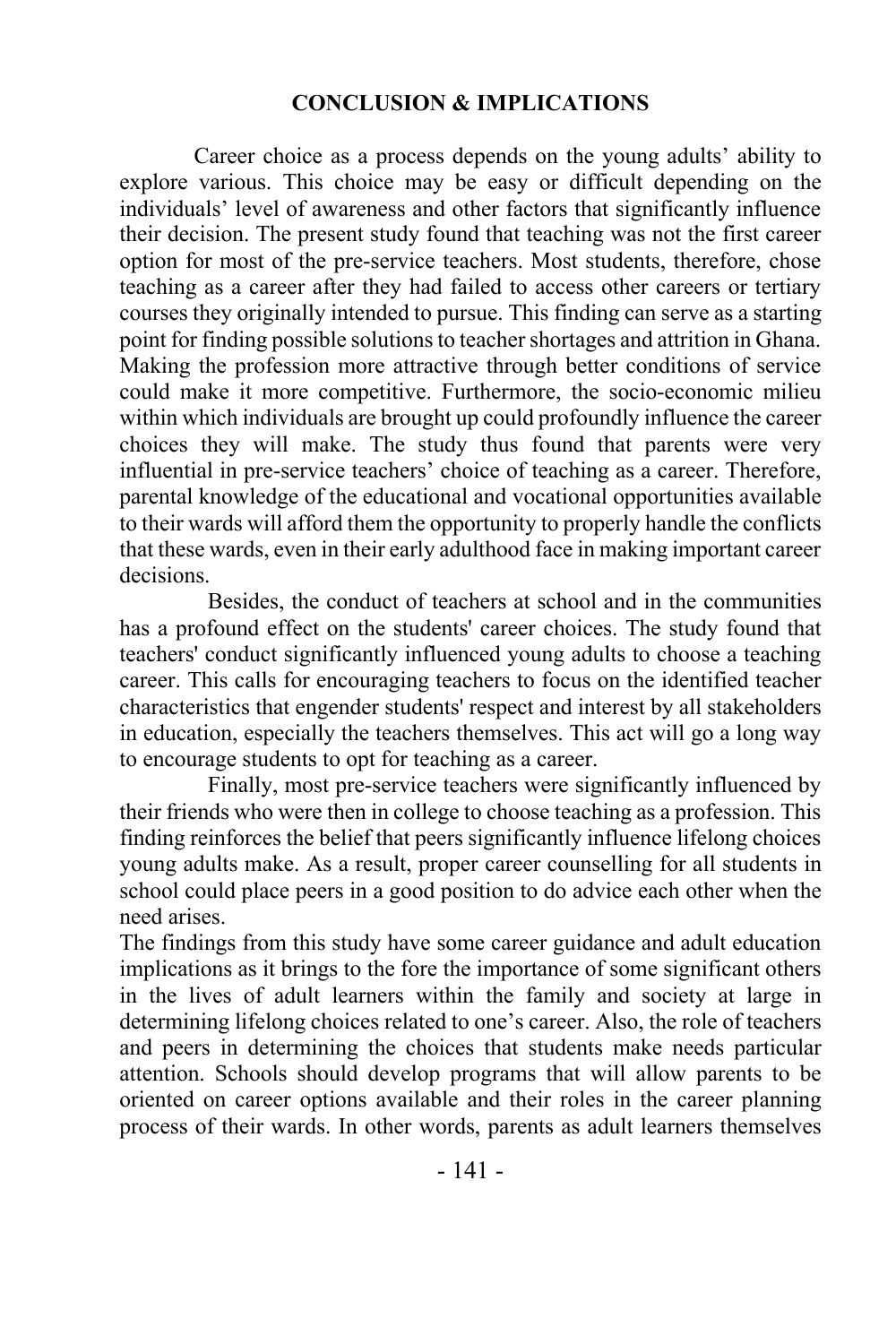**CONCLUSION & IMPLICATIONS**

Career choice as a process depends on the young adults' ability to explore various. This choice may be easy or difficult depending on the individuals' level of awareness and other factors that significantly influence their decision. The present study found that teaching was not the first career option for most of the pre-service teachers. Most students, therefore, chose teaching as a career after they had failed to access other careers or tertiary courses they originally intended to pursue. This finding can serve as a starting point for finding possible solutions to teacher shortages and attrition in Ghana. Making the profession more attractive through better conditions of service could make it more competitive. Furthermore, the socio-economic milieu within which individuals are brought up could profoundly influence the career choices they will make. The study thus found that parents were very influential in pre-service teachers' choice of teaching as a career. Therefore, parental knowledge of the educational and vocational opportunities available to their wards will afford them the opportunity to properly handle the conflicts that these wards, even in their early adulthood face in making important career decisions.

Besides, the conduct of teachers at school and in the communities has a profound effect on the students' career choices. The study found that teachers' conduct significantly influenced young adults to choose a teaching career. This calls for encouraging teachers to focus on the identified teacher characteristics that engender students' respect and interest by all stakeholders in education, especially the teachers themselves. This act will go a long way to encourage students to opt for teaching as a career.

Finally, most pre-service teachers were significantly influenced by their friends who were then in college to choose teaching as a profession. This finding reinforces the belief that peers significantly influence lifelong choices young adults make. As a result, proper career counselling for all students in school could place peers in a good position to do advice each other when the need arises.

The findings from this study have some career guidance and adult education implications as it brings to the fore the importance of some significant others in the lives of adult learners within the family and society at large in determining lifelong choices related to one's career. Also, the role of teachers and peers in determining the choices that students make needs particular attention. Schools should develop programs that will allow parents to be oriented on career options available and their roles in the career planning process of their wards. In other words, parents as adult learners themselves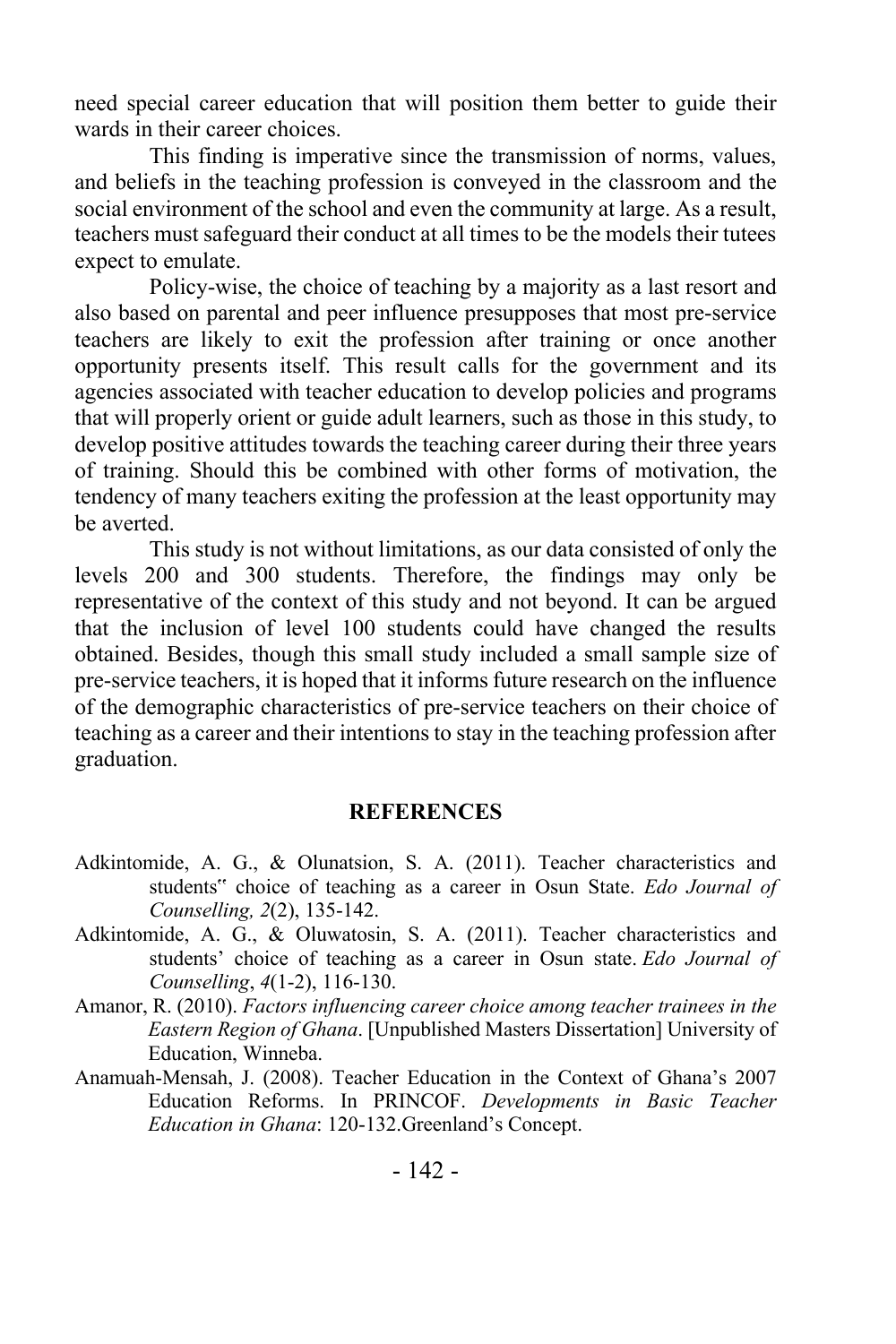need special career education that will position them better to guide their wards in their career choices.

This finding is imperative since the transmission of norms, values, and beliefs in the teaching profession is conveyed in the classroom and the social environment of the school and even the community at large. As a result, teachers must safeguard their conduct at all times to be the models their tutees expect to emulate.

Policy-wise, the choice of teaching by a majority as a last resort and also based on parental and peer influence presupposes that most pre-service teachers are likely to exit the profession after training or once another opportunity presents itself. This result calls for the government and its agencies associated with teacher education to develop policies and programs that will properly orient or guide adult learners, such as those in this study, to develop positive attitudes towards the teaching career during their three years of training. Should this be combined with other forms of motivation, the tendency of many teachers exiting the profession at the least opportunity may be averted.

This study is not without limitations, as our data consisted of only the levels 200 and 300 students. Therefore, the findings may only be representative of the context of this study and not beyond. It can be argued that the inclusion of level 100 students could have changed the results obtained. Besides, though this small study included a small sample size of pre-service teachers, it is hoped that it informs future research on the influence of the demographic characteristics of pre-service teachers on their choice of teaching as a career and their intentions to stay in the teaching profession after graduation.

## REFERENCES

Adkintomide, A. G., & Olunatsion, S. A. (2011). Teacher characteristics and students‟ choice of teaching as a career in Osun State. *Edo Journal of Counselling, 2*(2), 135-142.

Adkintomide, A. G., & Oluwatosin, S. A. (2011). Teacher characteristics and students' choice of teaching as a career in Osun state. *Edo Journal of Counselling*, *4*(1-2), 116-130.

Amanor, R. (2010). *Factors influencing career choice among teacher trainees in the Eastern Region of Ghana*. [Unpublished Masters Dissertation] University of Education, Winneba.

Anamuah-Mensah, J. (2008). Teacher Education in the Context of Ghana's 2007 Education Reforms. In PRINCOF. *Developments in Basic Teacher Education in Ghana*: 120-132.Greenland's Concept.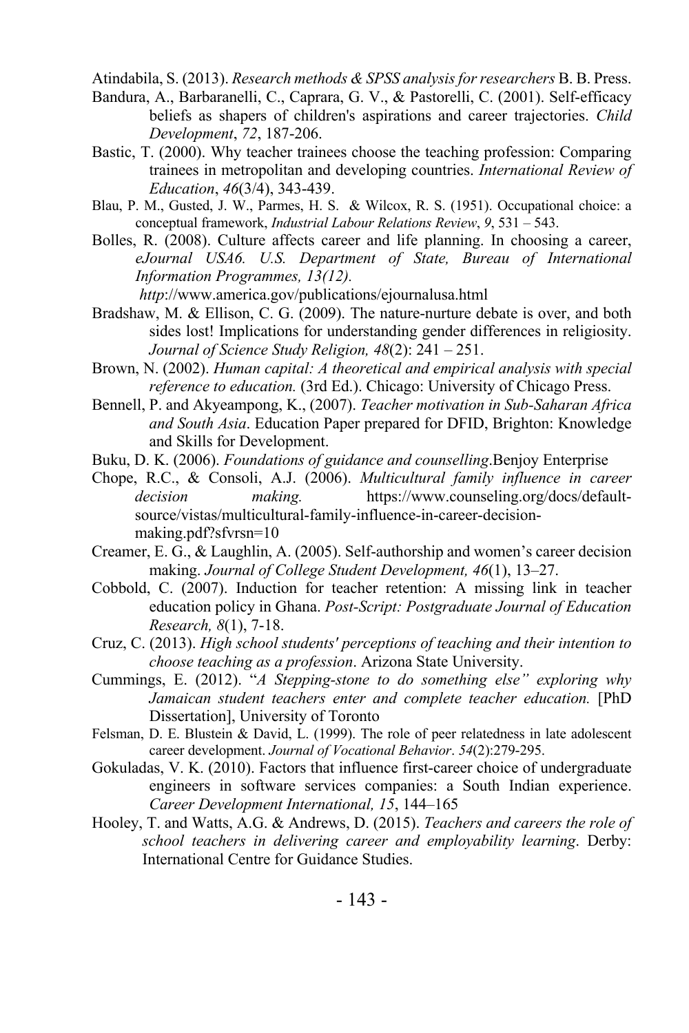Atindabila, S. (2013). *Research methods & SPSS analysis for researchers* B. B. Press.

Bandura, A., Barbaranelli, C., Caprara, G. V., & Pastorelli, C. (2001). Self-efficacy beliefs as shapers of children's aspirations and career trajectories. *Child Development*, *72*, 187-206.

Bastic, T. (2000). Why teacher trainees choose the teaching profession: Comparing trainees in metropolitan and developing countries. *International Review of Education*, *46*(3/4), 343-439.

Blau, P. M., Gusted, J. W., Parmes, H. S. & Wilcox, R. S. (1951). Occupational choice: a conceptual framework, *Industrial Labour Relations Review*, *9*, 531 – 543.

Bolles, R. (2008). Culture affects career and life planning. In choosing a career, *eJournal USA6. U.S. Department of State, Bureau of International Information Programmes, 13(12).* *http*://www.america.gov/publications/ejournalusa.html

Bradshaw, M. & Ellison, C. G. (2009). The nature-nurture debate is over, and both sides lost! Implications for understanding gender differences in religiosity. *Journal of Science Study Religion, 48*(2): 241 – 251.

Brown, N. (2002). *Human capital: A theoretical and empirical analysis with special reference to education.* (3rd Ed.). Chicago: University of Chicago Press.

Bennell, P. and Akyeampong, K., (2007). *Teacher motivation in Sub-Saharan Africa and South Asia*. Education Paper prepared for DFID, Brighton: Knowledge and Skills for Development.

Buku, D. K. (2006). *Foundations of guidance and counselling*.Benjoy Enterprise

Chope, R.C., & Consoli, A.J. (2006). *Multicultural family influence in career decision making.* https://www.counseling.org/docs/default-source/vistas/multicultural-family-influence-in-career-decision-making.pdf?sfvrsn=10

Creamer, E. G., & Laughlin, A. (2005). Self-authorship and women's career decision making. *Journal of College Student Development, 46*(1), 13–27.

Cobbold, C. (2007). Induction for teacher retention: A missing link in teacher education policy in Ghana. *Post-Script: Postgraduate Journal of Education Research, 8*(1), 7-18.

Cruz, C. (2013). *High school students' perceptions of teaching and their intention to choose teaching as a profession*. Arizona State University.

Cummings, E. (2012). "*A Stepping-stone to do something else" exploring why Jamaican student teachers enter and complete teacher education.* [PhD Dissertation], University of Toronto

Felsman, D. E. Blustein & David, L. (1999). The role of peer relatedness in late adolescent career development. *Journal of Vocational Behavior*. *54*(2):279-295.

Gokuladas, V. K. (2010). Factors that influence first-career choice of undergraduate engineers in software services companies: a South Indian experience. *Career Development International, 15*, 144–165

Hooley, T. and Watts, A.G. & Andrews, D. (2015). *Teachers and careers the role of school teachers in delivering career and employability learning*. Derby: International Centre for Guidance Studies.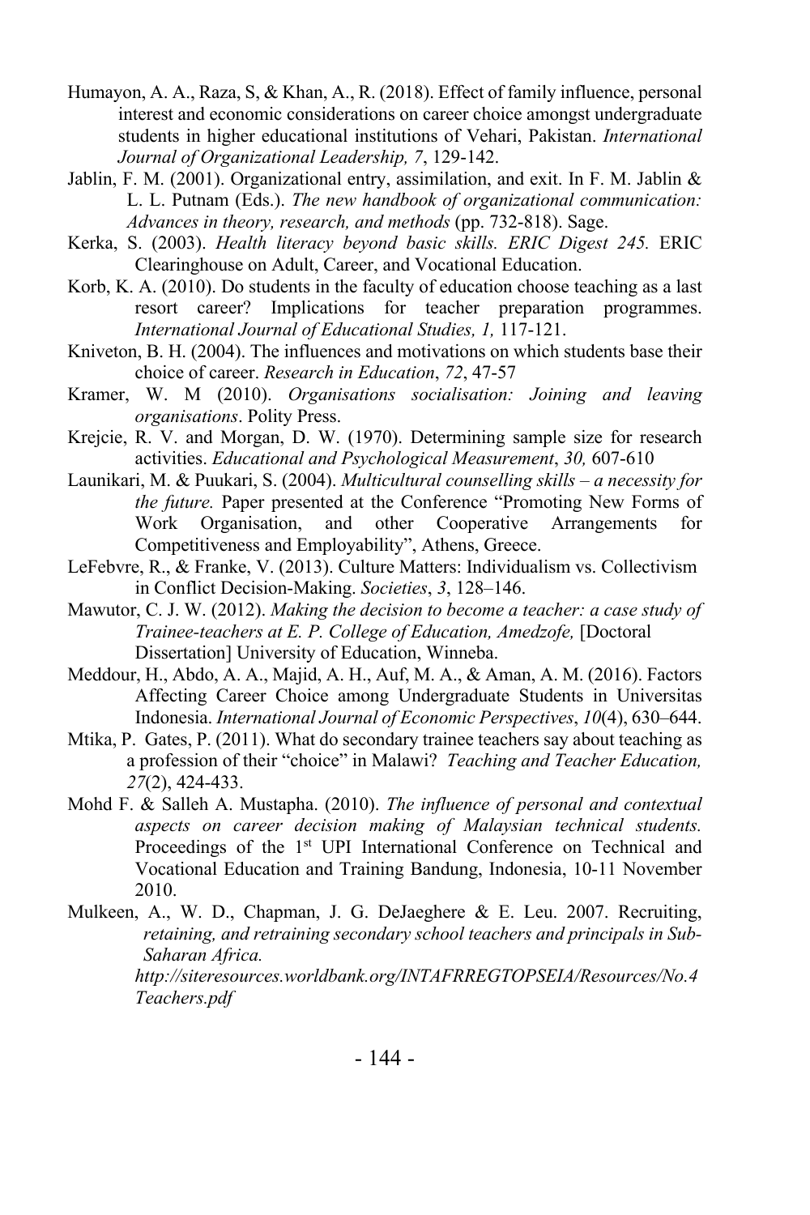Humayon, A. A., Raza, S, & Khan, A., R. (2018). Effect of family influence, personal interest and economic considerations on career choice amongst undergraduate students in higher educational institutions of Vehari, Pakistan. *International Journal of Organizational Leadership, 7*, 129-142.

Jablin, F. M. (2001). Organizational entry, assimilation, and exit. In F. M. Jablin & L. L. Putnam (Eds.). *The new handbook of organizational communication: Advances in theory, research, and methods* (pp. 732-818). Sage.

Kerka, S. (2003). *Health literacy beyond basic skills. ERIC Digest 245.* ERIC Clearinghouse on Adult, Career, and Vocational Education.

Korb, K. A. (2010). Do students in the faculty of education choose teaching as a last resort career? Implications for teacher preparation programmes. *International Journal of Educational Studies, 1,* 117-121.

Kniveton, B. H. (2004). The influences and motivations on which students base their choice of career. *Research in Education*, *72*, 47-57

Kramer, W. M (2010). *Organisations socialisation: Joining and leaving organisations*. Polity Press.

Krejcie, R. V. and Morgan, D. W. (1970). Determining sample size for research activities. *Educational and Psychological Measurement*, *30,* 607-610

Launikari, M. & Puukari, S. (2004). *Multicultural counselling skills – a necessity for the future.* Paper presented at the Conference "Promoting New Forms of Work Organisation, and other Cooperative Arrangements for Competitiveness and Employability", Athens, Greece.

LeFebvre, R., & Franke, V. (2013). Culture Matters: Individualism vs. Collectivism in Conflict Decision-Making. *Societies*, *3*, 128–146.

Mawutor, C. J. W. (2012). *Making the decision to become a teacher: a case study of Trainee-teachers at E. P. College of Education, Amedzofe,* [Doctoral Dissertation] University of Education, Winneba.

Meddour, H., Abdo, A. A., Majid, A. H., Auf, M. A., & Aman, A. M. (2016). Factors Affecting Career Choice among Undergraduate Students in Universitas Indonesia. *International Journal of Economic Perspectives*, *10*(4), 630–644.

Mtika, P. Gates, P. (2011). What do secondary trainee teachers say about teaching as a profession of their "choice" in Malawi? *Teaching and Teacher Education, 27*(2), 424-433.

Mohd F. & Salleh A. Mustapha. (2010). *The influence of personal and contextual aspects on career decision making of Malaysian technical students.* Proceedings of the 1st UPI International Conference on Technical and Vocational Education and Training Bandung, Indonesia, 10-11 November 2010.

Mulkeen, A., W. D., Chapman, J. G. DeJaeghere & E. Leu. 2007. Recruiting, *retaining, and retraining secondary school teachers and principals in Sub-Saharan Africa.* *http://siteresources.worldbank.org/INTAFRREGTOPSEIA/Resources/No.4Teachers.pdf*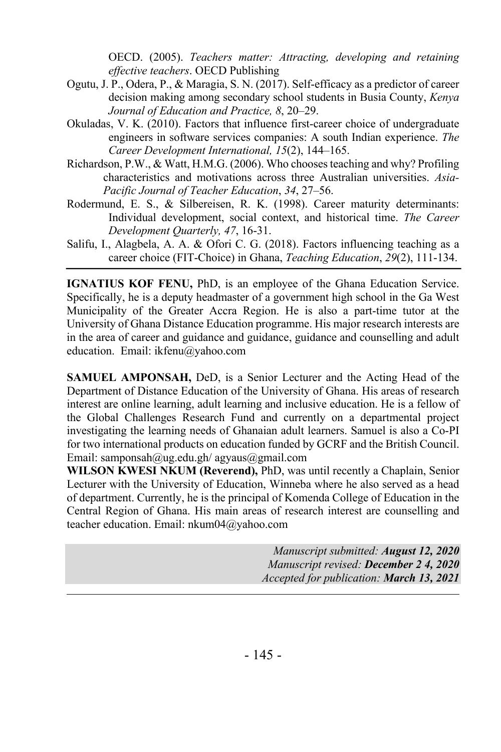OECD. (2005). *Teachers matter: Attracting, developing and retaining effective teachers*. OECD Publishing

Ogutu, J. P., Odera, P., & Maragia, S. N. (2017). Self-efficacy as a predictor of career decision making among secondary school students in Busia County, *Kenya Journal of Education and Practice, 8*, 20–29.

Okuladas, V. K. (2010). Factors that influence first-career choice of undergraduate engineers in software services companies: A south Indian experience. *The Career Development International, 15*(2), 144–165.

Richardson, P.W., & Watt, H.M.G. (2006). Who chooses teaching and why? Profiling characteristics and motivations across three Australian universities. *Asia-Pacific Journal of Teacher Education*, *34*, 27–56.

Rodermund, E. S., & Silbereisen, R. K. (1998). Career maturity determinants: Individual development, social context, and historical time. *The Career Development Quarterly, 47*, 16-31.

Salifu, I., Alagbela, A. A. & Ofori C. G. (2018). Factors influencing teaching as a career choice (FIT-Choice) in Ghana, *Teaching Education*, *29*(2), 111-134.

---

**IGNATIUS KOF FENU,** PhD, is an employee of the Ghana Education Service. Specifically, he is a deputy headmaster of a government high school in the Ga West Municipality of the Greater Accra Region. He is also a part-time tutor at the University of Ghana Distance Education programme. His major research interests are in the area of career and guidance and guidance, guidance and counselling and adult education. Email: ikfenu@yahoo.com

**SAMUEL AMPONSAH,** DeD, is a Senior Lecturer and the Acting Head of the Department of Distance Education of the University of Ghana. His areas of research interest are online learning, adult learning and inclusive education. He is a fellow of the Global Challenges Research Fund and currently on a departmental project investigating the learning needs of Ghanaian adult learners. Samuel is also a Co-PI for two international products on education funded by GCRF and the British Council. Email: samponsah@ug.edu.gh/ agyaus@gmail.com

**WILSON KWESI NKUM (Reverend),** PhD, was until recently a Chaplain, Senior Lecturer with the University of Education, Winneba where he also served as a head of department. Currently, he is the principal of Komenda College of Education in the Central Region of Ghana. His main areas of research interest are counselling and teacher education. Email: nkum04@yahoo.com

*Manuscript submitted:* ***August 12, 2020***
*Manuscript revised:* ***December 2 4, 2020***
*Accepted for publication:* ***March 13, 2021***